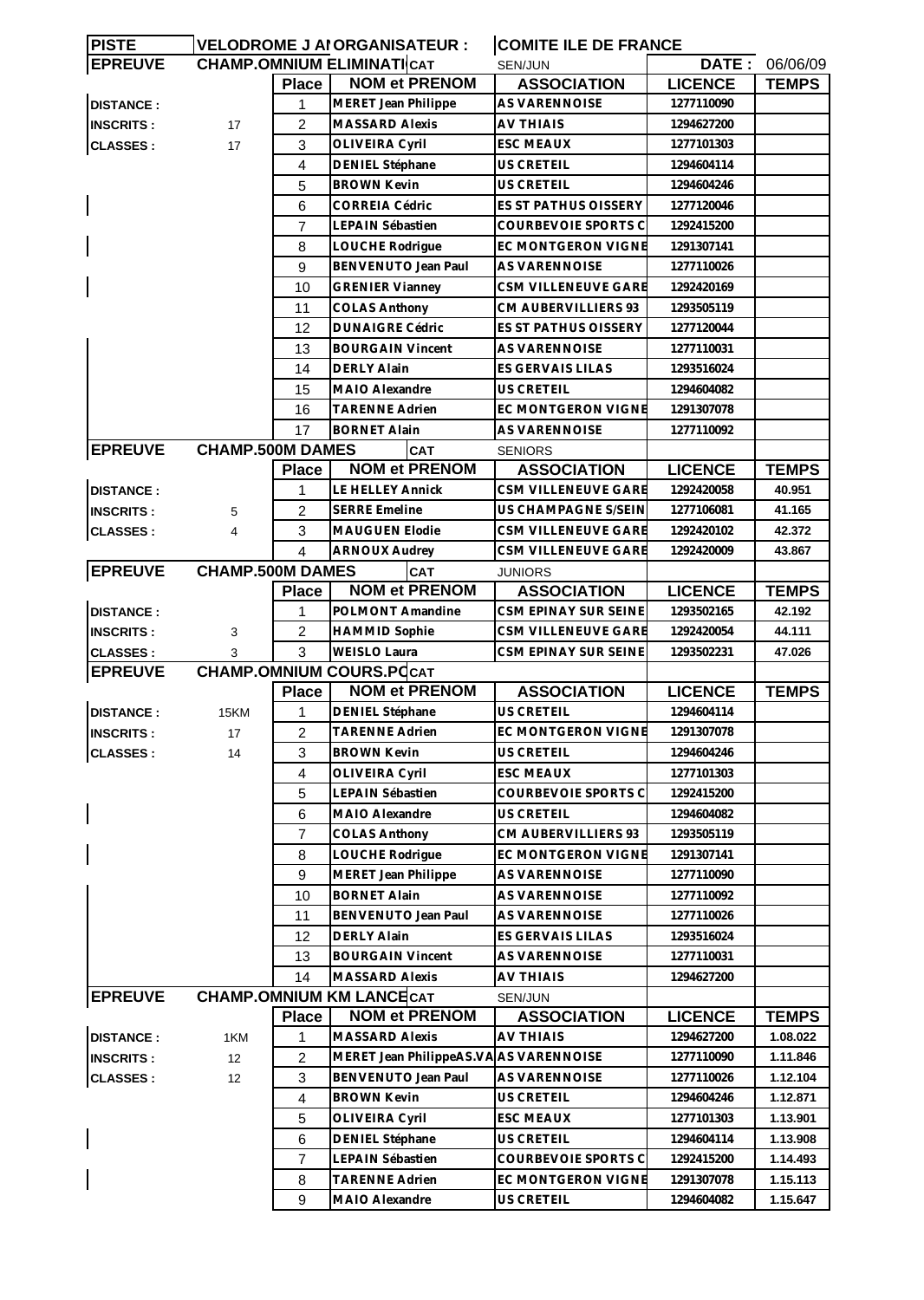| PISTE | VELODROME J AI ORGANISATEUR : | | | COMITE ILE DE FRANCE | | |
|---|---|---|---|---|---|---|
| EPREUVE | CHAMP.OMNIUM ELIMINATI CAT | | | SEN/JUN | DATE : | 06/06/09 |
| | | Place | NOM et PRENOM | ASSOCIATION | LICENCE | TEMPS |
| DISTANCE : | | 1 | MERET Jean Philippe | AS VARENNOISE | 1277110090 | |
| INSCRITS : | 17 | 2 | MASSARD Alexis | AV THIAIS | 1294627200 | |
| CLASSES : | 17 | 3 | OLIVEIRA Cyril | ESC MEAUX | 1277101303 | |
| | | 4 | DENIEL Stéphane | US CRETEIL | 1294604114 | |
| | | 5 | BROWN Kevin | US CRETEIL | 1294604246 | |
| | | 6 | CORREIA Cédric | ES ST PATHUS OISSERY | 1277120046 | |
| | | 7 | LEPAIN Sébastien | COURBEVOIE SPORTS C | 1292415200 | |
| | | 8 | LOUCHE Rodrigue | EC MONTGERON VIGNE | 1291307141 | |
| | | 9 | BENVENUTO Jean Paul | AS VARENNOISE | 1277110026 | |
| | | 10 | GRENIER Vianney | CSM VILLENEUVE GARE | 1292420169 | |
| | | 11 | COLAS Anthony | CM AUBERVILLIERS 93 | 1293505119 | |
| | | 12 | DUNAIGRE Cédric | ES ST PATHUS OISSERY | 1277120044 | |
| | | 13 | BOURGAIN Vincent | AS VARENNOISE | 1277110031 | |
| | | 14 | DERLY Alain | ES GERVAIS LILAS | 1293516024 | |
| | | 15 | MAIO Alexandre | US CRETEIL | 1294604082 | |
| | | 16 | TARENNE Adrien | EC MONTGERON VIGNE | 1291307078 | |
| | | 17 | BORNET Alain | AS VARENNOISE | 1277110092 | |
| EPREUVE | CHAMP.500M DAMES | | CAT | SENIORS | | |
| | | Place | NOM et PRENOM | ASSOCIATION | LICENCE | TEMPS |
| DISTANCE : | | 1 | LE HELLEY Annick | CSM VILLENEUVE GARE | 1292420058 | 40.951 |
| INSCRITS : | 5 | 2 | SERRE Emeline | US CHAMPAGNE S/SEIN | 1277106081 | 41.165 |
| CLASSES : | 4 | 3 | MAUGUEN Elodie | CSM VILLENEUVE GARE | 1292420102 | 42.372 |
| | | 4 | ARNOUX Audrey | CSM VILLENEUVE GARE | 1292420009 | 43.867 |
| EPREUVE | CHAMP.500M DAMES | | CAT | JUNIORS | | |
| | | Place | NOM et PRENOM | ASSOCIATION | LICENCE | TEMPS |
| DISTANCE : | | 1 | POLMONT Amandine | CSM EPINAY SUR SEINE | 1293502165 | 42.192 |
| INSCRITS : | 3 | 2 | HAMMID Sophie | CSM VILLENEUVE GARE | 1292420054 | 44.111 |
| CLASSES : | 3 | 3 | WEISLO Laura | CSM EPINAY SUR SEINE | 1293502231 | 47.026 |
| EPREUVE | CHAMP.OMNIUM COURS.PO CAT | | | | | |
| | | Place | NOM et PRENOM | ASSOCIATION | LICENCE | TEMPS |
| DISTANCE : | 15KM | 1 | DENIEL Stéphane | US CRETEIL | 1294604114 | |
| INSCRITS : | 17 | 2 | TARENNE Adrien | EC MONTGERON VIGNE | 1291307078 | |
| CLASSES : | 14 | 3 | BROWN Kevin | US CRETEIL | 1294604246 | |
| | | 4 | OLIVEIRA Cyril | ESC MEAUX | 1277101303 | |
| | | 5 | LEPAIN Sébastien | COURBEVOIE SPORTS C | 1292415200 | |
| | | 6 | MAIO Alexandre | US CRETEIL | 1294604082 | |
| | | 7 | COLAS Anthony | CM AUBERVILLIERS 93 | 1293505119 | |
| | | 8 | LOUCHE Rodrigue | EC MONTGERON VIGNE | 1291307141 | |
| | | 9 | MERET Jean Philippe | AS VARENNOISE | 1277110090 | |
| | | 10 | BORNET Alain | AS VARENNOISE | 1277110092 | |
| | | 11 | BENVENUTO Jean Paul | AS VARENNOISE | 1277110026 | |
| | | 12 | DERLY Alain | ES GERVAIS LILAS | 1293516024 | |
| | | 13 | BOURGAIN Vincent | AS VARENNOISE | 1277110031 | |
| | | 14 | MASSARD Alexis | AV THIAIS | 1294627200 | |
| EPREUVE | CHAMP.OMNIUM KM LANCE CAT | | | SEN/JUN | | |
| | | Place | NOM et PRENOM | ASSOCIATION | LICENCE | TEMPS |
| DISTANCE : | 1KM | 1 | MASSARD Alexis | AV THIAIS | 1294627200 | 1.08.022 |
| INSCRITS : | 12 | 2 | MERET Jean PhilippeAS.VA | AS VARENNOISE | 1277110090 | 1.11.846 |
| CLASSES : | 12 | 3 | BENVENUTO Jean Paul | AS VARENNOISE | 1277110026 | 1.12.104 |
| | | 4 | BROWN Kevin | US CRETEIL | 1294604246 | 1.12.871 |
| | | 5 | OLIVEIRA Cyril | ESC MEAUX | 1277101303 | 1.13.901 |
| | | 6 | DENIEL Stéphane | US CRETEIL | 1294604114 | 1.13.908 |
| | | 7 | LEPAIN Sébastien | COURBEVOIE SPORTS C | 1292415200 | 1.14.493 |
| | | 8 | TARENNE Adrien | EC MONTGERON VIGNE | 1291307078 | 1.15.113 |
| | | 9 | MAIO Alexandre | US CRETEIL | 1294604082 | 1.15.647 |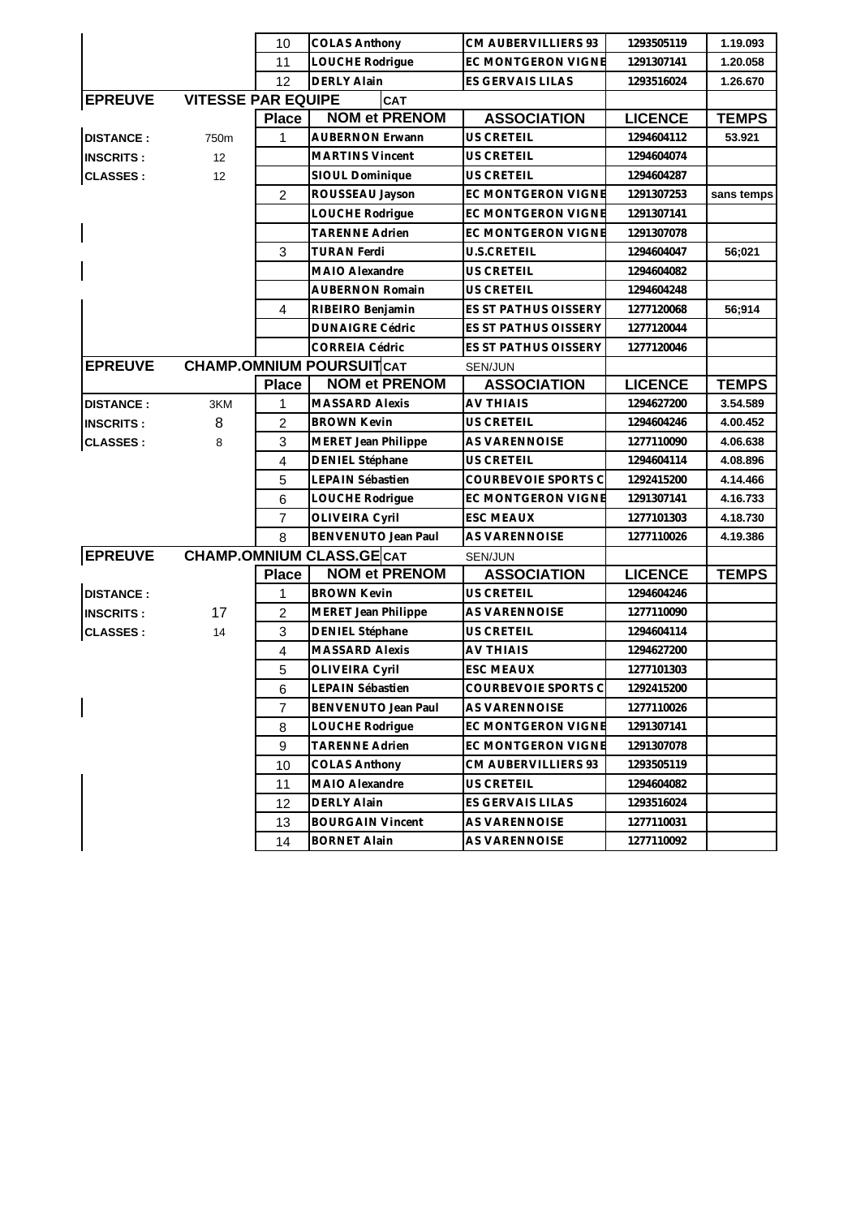| | | Place | NOM et PRENOM | ASSOCIATION | LICENCE | TEMPS |
|---|---|---|---|---|---|---|
| | | 10 | COLAS Anthony | CM AUBERVILLIERS 93 | 1293505119 | 1.19.093 |
| | | 11 | LOUCHE Rodrigue | EC MONTGERON VIGNE | 1291307141 | 1.20.058 |
| | | 12 | DERLY Alain | ES GERVAIS LILAS | 1293516024 | 1.26.670 |

**EPREUVE** VITESSE PAR EQUIPE CAT

| | | Place | NOM et PRENOM | ASSOCIATION | LICENCE | TEMPS |
|---|---|---|---|---|---|---|
| DISTANCE : | 750m | 1 | AUBERNON Erwann | US CRETEIL | 1294604112 | 53.921 |
| INSCRITS : | 12 | | MARTINS Vincent | US CRETEIL | 1294604074 | |
| CLASSES : | 12 | | SIOUL Dominique | US CRETEIL | 1294604287 | |
| | | 2 | ROUSSEAU Jayson | EC MONTGERON VIGNE | 1291307253 | sans temps |
| | | | LOUCHE Rodrigue | EC MONTGERON VIGNE | 1291307141 | |
| | | | TARENNE Adrien | EC MONTGERON VIGNE | 1291307078 | |
| | | 3 | TURAN Ferdi | U.S.CRETEIL | 1294604047 | 56;021 |
| | | | MAIO Alexandre | US CRETEIL | 1294604082 | |
| | | | AUBERNON Romain | US CRETEIL | 1294604248 | |
| | | 4 | RIBEIRO Benjamin | ES ST PATHUS OISSERY | 1277120068 | 56;914 |
| | | | DUNAIGRE Cédric | ES ST PATHUS OISSERY | 1277120044 | |
| | | | CORREIA Cédric | ES ST PATHUS OISSERY | 1277120046 | |

**EPREUVE** CHAMP.OMNIUM POURSUIT CAT SEN/JUN

| | | Place | NOM et PRENOM | ASSOCIATION | LICENCE | TEMPS |
|---|---|---|---|---|---|---|
| DISTANCE : | 3KM | 1 | MASSARD Alexis | AV THIAIS | 1294627200 | 3.54.589 |
| INSCRITS : | 8 | 2 | BROWN Kevin | US CRETEIL | 1294604246 | 4.00.452 |
| CLASSES : | 8 | 3 | MERET Jean Philippe | AS VARENNOISE | 1277110090 | 4.06.638 |
| | | 4 | DENIEL Stéphane | US CRETEIL | 1294604114 | 4.08.896 |
| | | 5 | LEPAIN Sébastien | COURBEVOIE SPORTS C | 1292415200 | 4.14.466 |
| | | 6 | LOUCHE Rodrigue | EC MONTGERON VIGNE | 1291307141 | 4.16.733 |
| | | 7 | OLIVEIRA Cyril | ESC MEAUX | 1277101303 | 4.18.730 |
| | | 8 | BENVENUTO Jean Paul | AS VARENNOISE | 1277110026 | 4.19.386 |

**EPREUVE** CHAMP.OMNIUM CLASS.GE CAT SEN/JUN

| | | Place | NOM et PRENOM | ASSOCIATION | LICENCE | TEMPS |
|---|---|---|---|---|---|---|
| DISTANCE : | | 1 | BROWN Kevin | US CRETEIL | 1294604246 | |
| INSCRITS : | 17 | 2 | MERET Jean Philippe | AS VARENNOISE | 1277110090 | |
| CLASSES : | 14 | 3 | DENIEL Stéphane | US CRETEIL | 1294604114 | |
| | | 4 | MASSARD Alexis | AV THIAIS | 1294627200 | |
| | | 5 | OLIVEIRA Cyril | ESC MEAUX | 1277101303 | |
| | | 6 | LEPAIN Sébastien | COURBEVOIE SPORTS C | 1292415200 | |
| | | 7 | BENVENUTO Jean Paul | AS VARENNOISE | 1277110026 | |
| | | 8 | LOUCHE Rodrigue | EC MONTGERON VIGNE | 1291307141 | |
| | | 9 | TARENNE Adrien | EC MONTGERON VIGNE | 1291307078 | |
| | | 10 | COLAS Anthony | CM AUBERVILLIERS 93 | 1293505119 | |
| | | 11 | MAIO Alexandre | US CRETEIL | 1294604082 | |
| | | 12 | DERLY Alain | ES GERVAIS LILAS | 1293516024 | |
| | | 13 | BOURGAIN Vincent | AS VARENNOISE | 1277110031 | |
| | | 14 | BORNET Alain | AS VARENNOISE | 1277110092 | |